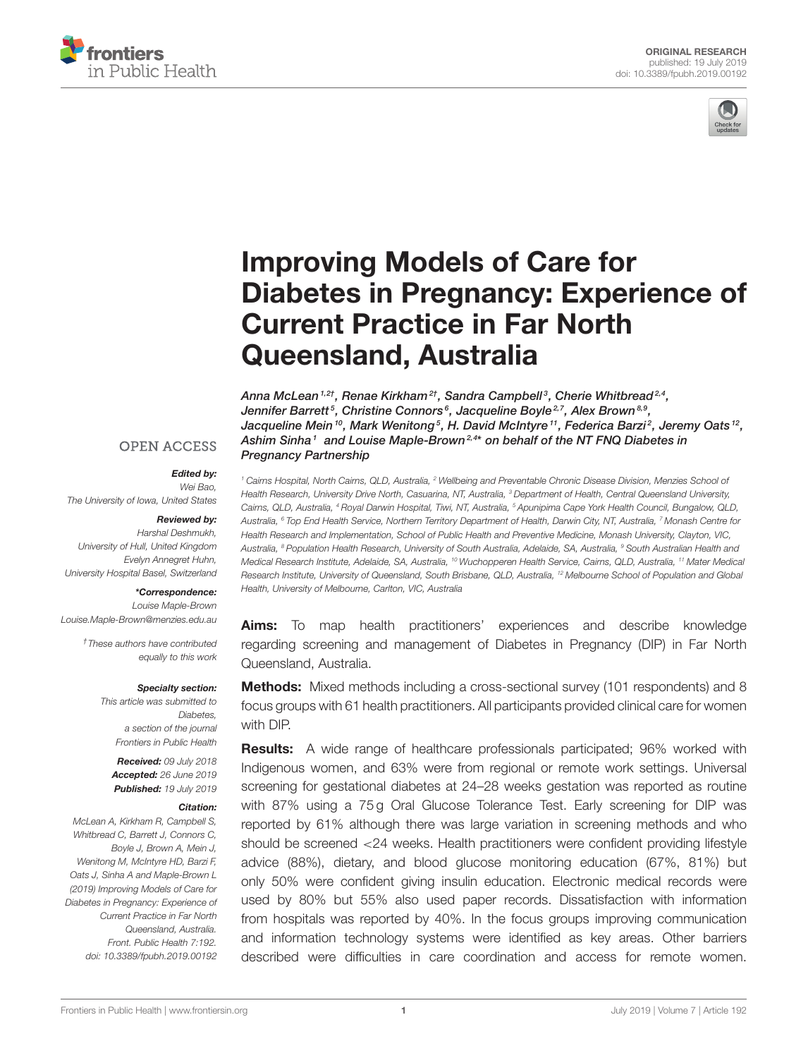ORIGINAL RESEARCH
published: 19 July 2019
doi: 10.3389/fpubh.2019.00192

# Improving Models of Care for Diabetes in Pregnancy: Experience of Current Practice in Far North Queensland, Australia

*Anna McLean[1,2†], Renae Kirkham[2†], Sandra Campbell[3], Cherie Whitbread[2,4], Jennifer Barrett[5], Christine Connors[6], Jacqueline Boyle[2,7], Alex Brown[8,9], Jacqueline Mein[10], Mark Wenitong[5], H. David McIntyre[11], Federica Barzi[2], Jeremy Oats[12], Ashim Sinha[1] and Louise Maple-Brown[2,4]* on behalf of the NT FNQ Diabetes in Pregnancy Partnership*

[1] Cairns Hospital, North Cairns, QLD, Australia, [2] Wellbeing and Preventable Chronic Disease Division, Menzies School of Health Research, University Drive North, Casuarina, NT, Australia, [3] Department of Health, Central Queensland University, Cairns, QLD, Australia, [4] Royal Darwin Hospital, Tiwi, NT, Australia, [5] Apunipima Cape York Health Council, Bungalow, QLD, Australia, [6] Top End Health Service, Northern Territory Department of Health, Darwin City, NT, Australia, [7] Monash Centre for Health Research and Implementation, School of Public Health and Preventive Medicine, Monash University, Clayton, VIC, Australia, [8] Population Health Research, University of South Australia, Adelaide, SA, Australia, [9] South Australian Health and Medical Research Institute, Adelaide, SA, Australia, [10] Wuchopperen Health Service, Cairns, QLD, Australia, [11] Mater Medical Research Institute, University of Queensland, South Brisbane, QLD, Australia, [12] Melbourne School of Population and Global Health, University of Melbourne, Carlton, VIC, Australia

OPEN ACCESS

**Edited by:**
Wei Bao,
The University of Iowa, United States

**Reviewed by:**
Harshal Deshmukh,
University of Hull, United Kingdom
Evelyn Annegret Huhn,
University Hospital Basel, Switzerland

***Correspondence:**
Louise Maple-Brown
Louise.Maple-Brown@menzies.edu.au

†These authors have contributed equally to this work

**Specialty section:**
This article was submitted to Diabetes, a section of the journal Frontiers in Public Health

**Received:** 09 July 2018
**Accepted:** 26 June 2019
**Published:** 19 July 2019

**Citation:**
McLean A, Kirkham R, Campbell S, Whitbread C, Connors C, Barrett J, Connors C, Boyle J, Brown A, Mein J, Wenitong M, McIntyre HD, Barzi F, Oats J, Sinha A and Maple-Brown L (2019) Improving Models of Care for Diabetes in Pregnancy: Experience of Current Practice in Far North Queensland, Australia. Front. Public Health 7:192. doi: 10.3389/fpubh.2019.00192

**Aims:** To map health practitioners' experiences and describe knowledge regarding screening and management of Diabetes in Pregnancy (DIP) in Far North Queensland, Australia.

**Methods:** Mixed methods including a cross-sectional survey (101 respondents) and 8 focus groups with 61 health practitioners. All participants provided clinical care for women with DIP.

**Results:** A wide range of healthcare professionals participated; 96% worked with Indigenous women, and 63% were from regional or remote work settings. Universal screening for gestational diabetes at 24–28 weeks gestation was reported as routine with 87% using a 75 g Oral Glucose Tolerance Test. Early screening for DIP was reported by 61% although there was large variation in screening methods and who should be screened <24 weeks. Health practitioners were confident providing lifestyle advice (88%), dietary, and blood glucose monitoring education (67%, 81%) but only 50% were confident giving insulin education. Electronic medical records were used by 80% but 55% also used paper records. Dissatisfaction with information from hospitals was reported by 40%. In the focus groups improving communication and information technology systems were identified as key areas. Other barriers described were difficulties in care coordination and access for remote women.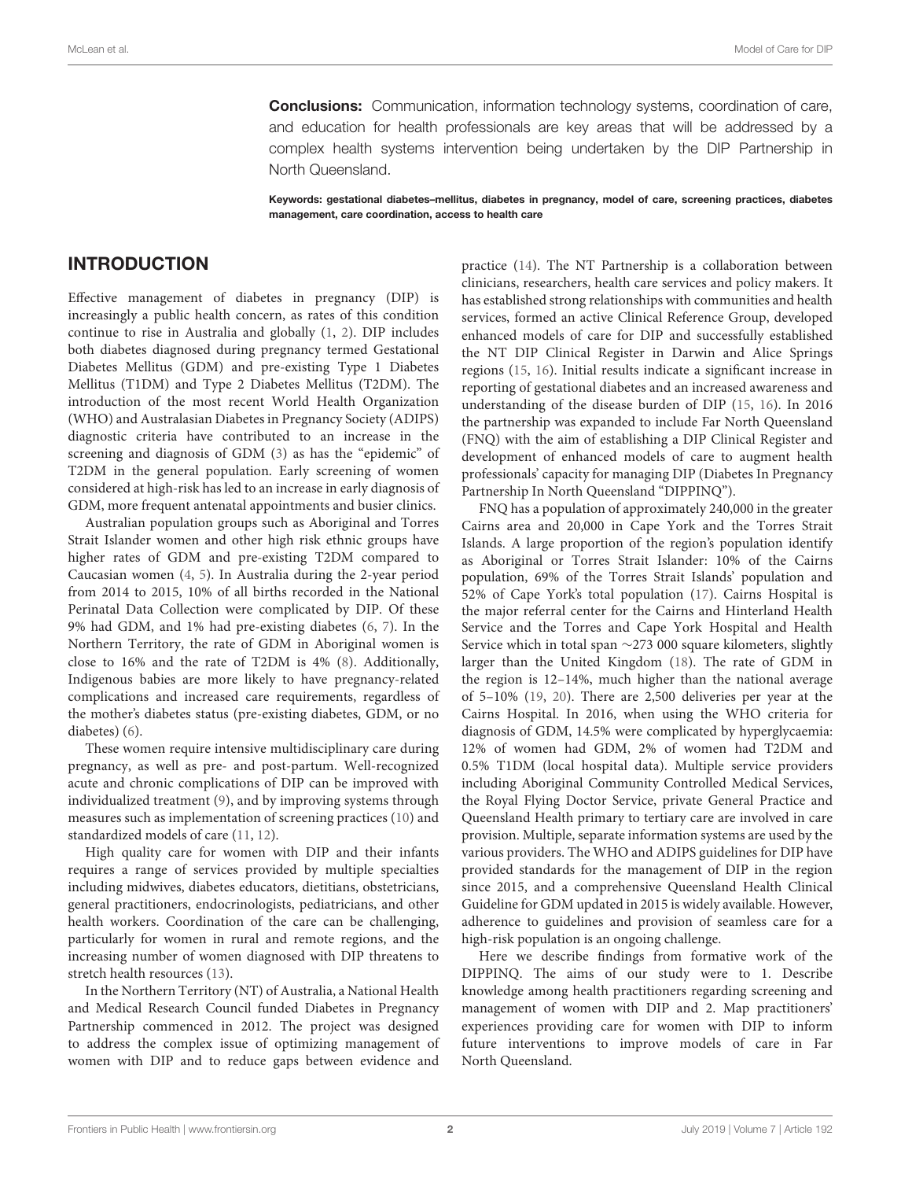**Conclusions:** Communication, information technology systems, coordination of care, and education for health professionals are key areas that will be addressed by a complex health systems intervention being undertaken by the DIP Partnership in North Queensland.

**Keywords: gestational diabetes–mellitus, diabetes in pregnancy, model of care, screening practices, diabetes management, care coordination, access to health care**

## INTRODUCTION

Effective management of diabetes in pregnancy (DIP) is increasingly a public health concern, as rates of this condition continue to rise in Australia and globally (1, 2). DIP includes both diabetes diagnosed during pregnancy termed Gestational Diabetes Mellitus (GDM) and pre-existing Type 1 Diabetes Mellitus (T1DM) and Type 2 Diabetes Mellitus (T2DM). The introduction of the most recent World Health Organization (WHO) and Australasian Diabetes in Pregnancy Society (ADIPS) diagnostic criteria have contributed to an increase in the screening and diagnosis of GDM (3) as has the "epidemic" of T2DM in the general population. Early screening of women considered at high-risk has led to an increase in early diagnosis of GDM, more frequent antenatal appointments and busier clinics.

Australian population groups such as Aboriginal and Torres Strait Islander women and other high risk ethnic groups have higher rates of GDM and pre-existing T2DM compared to Caucasian women (4, 5). In Australia during the 2-year period from 2014 to 2015, 10% of all births recorded in the National Perinatal Data Collection were complicated by DIP. Of these 9% had GDM, and 1% had pre-existing diabetes (6, 7). In the Northern Territory, the rate of GDM in Aboriginal women is close to 16% and the rate of T2DM is 4% (8). Additionally, Indigenous babies are more likely to have pregnancy-related complications and increased care requirements, regardless of the mother's diabetes status (pre-existing diabetes, GDM, or no diabetes) (6).

These women require intensive multidisciplinary care during pregnancy, as well as pre- and post-partum. Well-recognized acute and chronic complications of DIP can be improved with individualized treatment (9), and by improving systems through measures such as implementation of screening practices (10) and standardized models of care (11, 12).

High quality care for women with DIP and their infants requires a range of services provided by multiple specialties including midwives, diabetes educators, dietitians, obstetricians, general practitioners, endocrinologists, pediatricians, and other health workers. Coordination of the care can be challenging, particularly for women in rural and remote regions, and the increasing number of women diagnosed with DIP threatens to stretch health resources (13).

In the Northern Territory (NT) of Australia, a National Health and Medical Research Council funded Diabetes in Pregnancy Partnership commenced in 2012. The project was designed to address the complex issue of optimizing management of women with DIP and to reduce gaps between evidence and practice (14). The NT Partnership is a collaboration between clinicians, researchers, health care services and policy makers. It has established strong relationships with communities and health services, formed an active Clinical Reference Group, developed enhanced models of care for DIP and successfully established the NT DIP Clinical Register in Darwin and Alice Springs regions (15, 16). Initial results indicate a significant increase in reporting of gestational diabetes and an increased awareness and understanding of the disease burden of DIP (15, 16). In 2016 the partnership was expanded to include Far North Queensland (FNQ) with the aim of establishing a DIP Clinical Register and development of enhanced models of care to augment health professionals' capacity for managing DIP (Diabetes In Pregnancy Partnership In North Queensland "DIPPINQ").

FNQ has a population of approximately 240,000 in the greater Cairns area and 20,000 in Cape York and the Torres Strait Islands. A large proportion of the region's population identify as Aboriginal or Torres Strait Islander: 10% of the Cairns population, 69% of the Torres Strait Islands' population and 52% of Cape York's total population (17). Cairns Hospital is the major referral center for the Cairns and Hinterland Health Service and the Torres and Cape York Hospital and Health Service which in total span ~273 000 square kilometers, slightly larger than the United Kingdom (18). The rate of GDM in the region is 12–14%, much higher than the national average of 5–10% (19, 20). There are 2,500 deliveries per year at the Cairns Hospital. In 2016, when using the WHO criteria for diagnosis of GDM, 14.5% were complicated by hyperglycaemia: 12% of women had GDM, 2% of women had T2DM and 0.5% T1DM (local hospital data). Multiple service providers including Aboriginal Community Controlled Medical Services, the Royal Flying Doctor Service, private General Practice and Queensland Health primary to tertiary care are involved in care provision. Multiple, separate information systems are used by the various providers. The WHO and ADIPS guidelines for DIP have provided standards for the management of DIP in the region since 2015, and a comprehensive Queensland Health Clinical Guideline for GDM updated in 2015 is widely available. However, adherence to guidelines and provision of seamless care for a high-risk population is an ongoing challenge.

Here we describe findings from formative work of the DIPPINQ. The aims of our study were to 1. Describe knowledge among health practitioners regarding screening and management of women with DIP and 2. Map practitioners' experiences providing care for women with DIP to inform future interventions to improve models of care in Far North Queensland.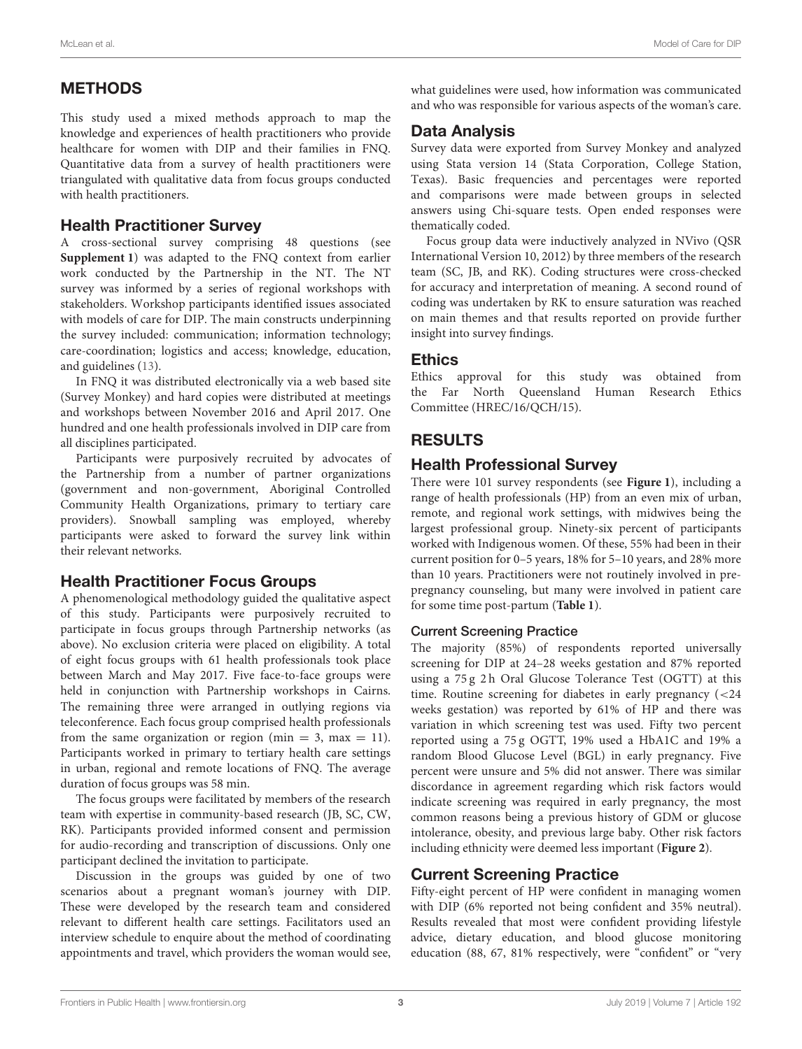## METHODS

This study used a mixed methods approach to map the knowledge and experiences of health practitioners who provide healthcare for women with DIP and their families in FNQ. Quantitative data from a survey of health practitioners were triangulated with qualitative data from focus groups conducted with health practitioners.

### Health Practitioner Survey

A cross-sectional survey comprising 48 questions (see **Supplement 1**) was adapted to the FNQ context from earlier work conducted by the Partnership in the NT. The NT survey was informed by a series of regional workshops with stakeholders. Workshop participants identified issues associated with models of care for DIP. The main constructs underpinning the survey included: communication; information technology; care-coordination; logistics and access; knowledge, education, and guidelines (13).

In FNQ it was distributed electronically via a web based site (Survey Monkey) and hard copies were distributed at meetings and workshops between November 2016 and April 2017. One hundred and one health professionals involved in DIP care from all disciplines participated.

Participants were purposively recruited by advocates of the Partnership from a number of partner organizations (government and non-government, Aboriginal Controlled Community Health Organizations, primary to tertiary care providers). Snowball sampling was employed, whereby participants were asked to forward the survey link within their relevant networks.

### Health Practitioner Focus Groups

A phenomenological methodology guided the qualitative aspect of this study. Participants were purposively recruited to participate in focus groups through Partnership networks (as above). No exclusion criteria were placed on eligibility. A total of eight focus groups with 61 health professionals took place between March and May 2017. Five face-to-face groups were held in conjunction with Partnership workshops in Cairns. The remaining three were arranged in outlying regions via teleconference. Each focus group comprised health professionals from the same organization or region (min = 3, max = 11). Participants worked in primary to tertiary health care settings in urban, regional and remote locations of FNQ. The average duration of focus groups was 58 min.

The focus groups were facilitated by members of the research team with expertise in community-based research (JB, SC, CW, RK). Participants provided informed consent and permission for audio-recording and transcription of discussions. Only one participant declined the invitation to participate.

Discussion in the groups was guided by one of two scenarios about a pregnant woman's journey with DIP. These were developed by the research team and considered relevant to different health care settings. Facilitators used an interview schedule to enquire about the method of coordinating appointments and travel, which providers the woman would see, what guidelines were used, how information was communicated and who was responsible for various aspects of the woman's care.

### Data Analysis

Survey data were exported from Survey Monkey and analyzed using Stata version 14 (Stata Corporation, College Station, Texas). Basic frequencies and percentages were reported and comparisons were made between groups in selected answers using Chi-square tests. Open ended responses were thematically coded.

Focus group data were inductively analyzed in NVivo (QSR International Version 10, 2012) by three members of the research team (SC, JB, and RK). Coding structures were cross-checked for accuracy and interpretation of meaning. A second round of coding was undertaken by RK to ensure saturation was reached on main themes and that results reported on provide further insight into survey findings.

### Ethics

Ethics approval for this study was obtained from the Far North Queensland Human Research Ethics Committee (HREC/16/QCH/15).

## RESULTS

### Health Professional Survey

There were 101 survey respondents (see **Figure 1**), including a range of health professionals (HP) from an even mix of urban, remote, and regional work settings, with midwives being the largest professional group. Ninety-six percent of participants worked with Indigenous women. Of these, 55% had been in their current position for 0–5 years, 18% for 5–10 years, and 28% more than 10 years. Practitioners were not routinely involved in pre-pregnancy counseling, but many were involved in patient care for some time post-partum (**Table 1**).

#### Current Screening Practice

The majority (85%) of respondents reported universally screening for DIP at 24–28 weeks gestation and 87% reported using a 75 g 2 h Oral Glucose Tolerance Test (OGTT) at this time. Routine screening for diabetes in early pregnancy (<24 weeks gestation) was reported by 61% of HP and there was variation in which screening test was used. Fifty two percent reported using a 75 g OGTT, 19% used a HbA1C and 19% a random Blood Glucose Level (BGL) in early pregnancy. Five percent were unsure and 5% did not answer. There was similar discordance in agreement regarding which risk factors would indicate screening was required in early pregnancy, the most common reasons being a previous history of GDM or glucose intolerance, obesity, and previous large baby. Other risk factors including ethnicity were deemed less important (**Figure 2**).

### Current Screening Practice

Fifty-eight percent of HP were confident in managing women with DIP (6% reported not being confident and 35% neutral). Results revealed that most were confident providing lifestyle advice, dietary education, and blood glucose monitoring education (88, 67, 81% respectively, were "confident" or "very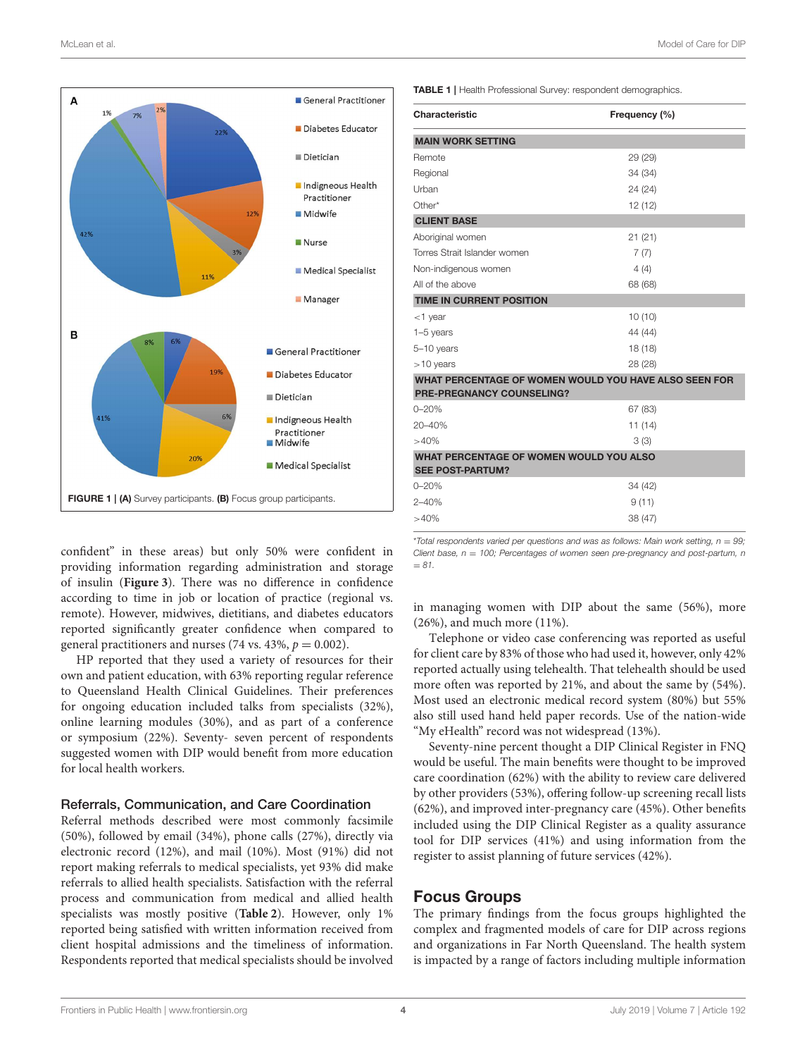FIGURE 1 | **(A)** Survey participants. **(B)** Focus group participants.

**TABLE 1** | Health Professional Survey: respondent demographics.

| Characteristic | Frequency (%) |
|---|---|
| **MAIN WORK SETTING** | |
| Remote | 29 (29) |
| Regional | 34 (34) |
| Urban | 24 (24) |
| Other* | 12 (12) |
| **CLIENT BASE** | |
| Aboriginal women | 21 (21) |
| Torres Strait Islander women | 7 (7) |
| Non-indigenous women | 4 (4) |
| All of the above | 68 (68) |
| **TIME IN CURRENT POSITION** | |
| <1 year | 10 (10) |
| 1–5 years | 44 (44) |
| 5–10 years | 18 (18) |
| >10 years | 28 (28) |
| **WHAT PERCENTAGE OF WOMEN WOULD YOU HAVE ALSO SEEN FOR PRE-PREGNANCY COUNSELING?** | |
| 0–20% | 67 (83) |
| 20–40% | 11 (14) |
| >40% | 3 (3) |
| **WHAT PERCENTAGE OF WOMEN WOULD YOU ALSO SEE POST-PARTUM?** | |
| 0–20% | 34 (42) |
| 2–40% | 9 (11) |
| >40% | 38 (47) |

*Total respondents varied per questions and was as follows: Main work setting, $n = 99$; Client base, $n = 100$; Percentages of women seen pre-pregnancy and post-partum, $n = 81$.

confident" in these areas) but only 50% were confident in providing information regarding administration and storage of insulin (**Figure 3**). There was no difference in confidence according to time in job or location of practice (regional vs. remote). However, midwives, dietitians, and diabetes educators reported significantly greater confidence when compared to general practitioners and nurses (74 vs. 43%, $p = 0.002$).

HP reported that they used a variety of resources for their own and patient education, with 63% reporting regular reference to Queensland Health Clinical Guidelines. Their preferences for ongoing education included talks from specialists (32%), online learning modules (30%), and as part of a conference or symposium (22%). Seventy- seven percent of respondents suggested women with DIP would benefit from more education for local health workers.

### Referrals, Communication, and Care Coordination

Referral methods described were most commonly facsimile (50%), followed by email (34%), phone calls (27%), directly via electronic record (12%), and mail (10%). Most (91%) did not report making referrals to medical specialists, yet 93% did make referrals to allied health specialists. Satisfaction with the referral process and communication from medical and allied health specialists was mostly positive (**Table 2**). However, only 1% reported being satisfied with written information received from client hospital admissions and the timeliness of information. Respondents reported that medical specialists should be involved in managing women with DIP about the same (56%), more (26%), and much more (11%).

Telephone or video case conferencing was reported as useful for client care by 83% of those who had used it, however, only 42% reported actually using telehealth. That telehealth should be used more often was reported by 21%, and about the same by (54%). Most used an electronic medical record system (80%) but 55% also still used hand held paper records. Use of the nation-wide "My eHealth" record was not widespread (13%).

Seventy-nine percent thought a DIP Clinical Register in FNQ would be useful. The main benefits were thought to be improved care coordination (62%) with the ability to review care delivered by other providers (53%), offering follow-up screening recall lists (62%), and improved inter-pregnancy care (45%). Other benefits included using the DIP Clinical Register as a quality assurance tool for DIP services (41%) and using information from the register to assist planning of future services (42%).

## Focus Groups

The primary findings from the focus groups highlighted the complex and fragmented models of care for DIP across regions and organizations in Far North Queensland. The health system is impacted by a range of factors including multiple information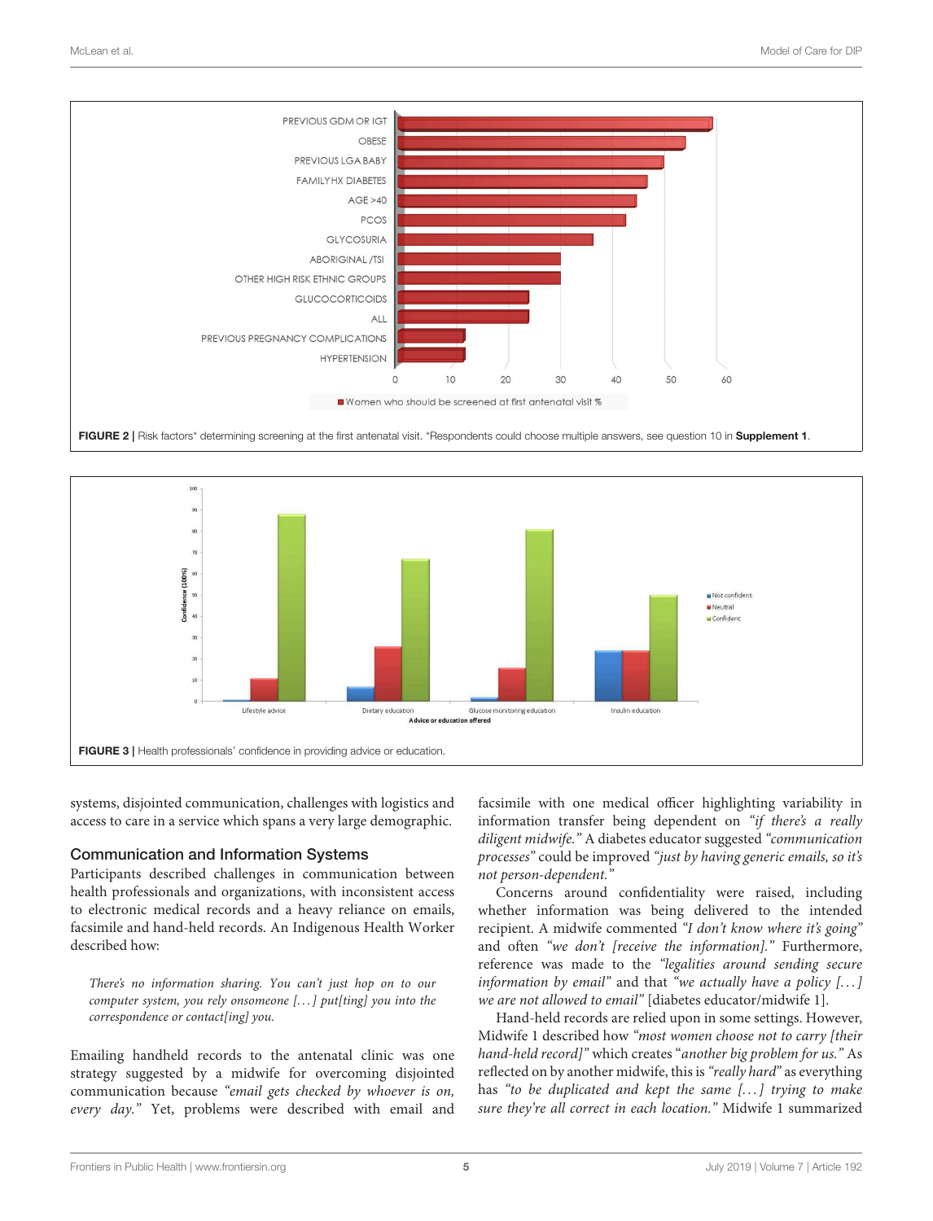FIGURE 2 | Risk factors* determining screening at the first antenatal visit. *Respondents could choose multiple answers, see question 10 in **Supplement 1**.

FIGURE 3 | Health professionals' confidence in providing advice or education.

systems, disjointed communication, challenges with logistics and access to care in a service which spans a very large demographic.

## Communication and Information Systems

Participants described challenges in communication between health professionals and organizations, with inconsistent access to electronic medical records and a heavy reliance on emails, facsimile and hand-held records. An Indigenous Health Worker described how:

> *There's no information sharing. You can't just hop on to our computer system, you rely onsomeone [...] put[ting] you into the correspondence or contact[ing] you.*

Emailing handheld records to the antenatal clinic was one strategy suggested by a midwife for overcoming disjointed communication because *"email gets checked by whoever is on, every day."* Yet, problems were described with email and facsimile with one medical officer highlighting variability in information transfer being dependent on *"if there's a really diligent midwife."* A diabetes educator suggested *"communication processes"* could be improved *"just by having generic emails, so it's not person-dependent."*

Concerns around confidentiality were raised, including whether information was being delivered to the intended recipient. A midwife commented *"I don't know where it's going"* and often *"we don't [receive the information]."* Furthermore, reference was made to the *"legalities around sending secure information by email"* and that *"we actually have a policy [...] we are not allowed to email"* [diabetes educator/midwife 1].

Hand-held records are relied upon in some settings. However, Midwife 1 described how *"most women choose not to carry [their hand-held record]"* which creates *"another big problem for us."* As reflected on by another midwife, this is *"really hard"* as everything has *"to be duplicated and kept the same [...] trying to make sure they're all correct in each location."* Midwife 1 summarized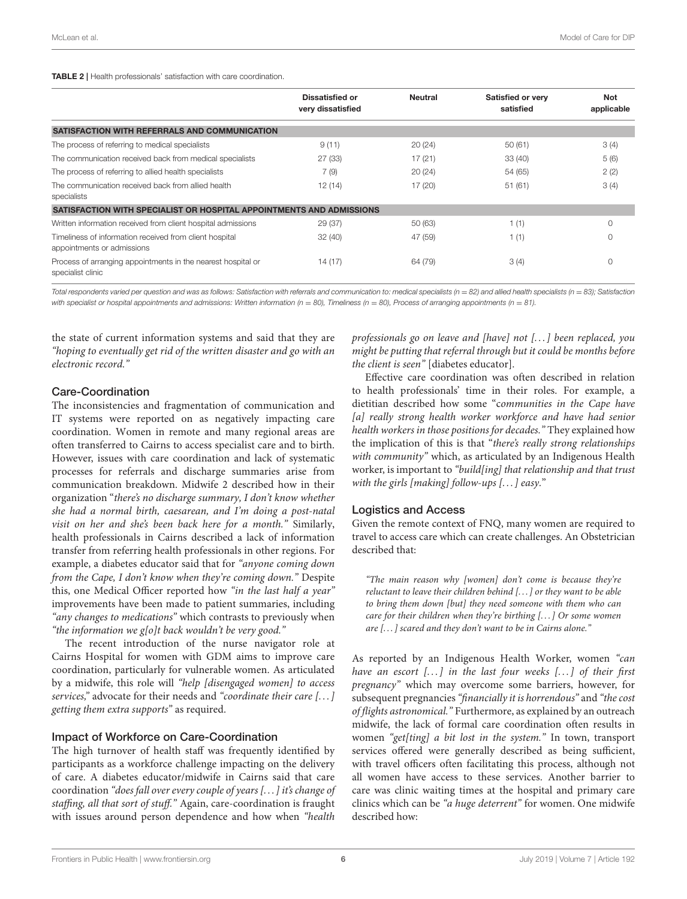**TABLE 2 |** Health professionals' satisfaction with care coordination.

| | Dissatisfied or very dissatisfied | Neutral | Satisfied or very satisfied | Not applicable |
|---|---|---|---|---|
| **SATISFACTION WITH REFERRALS AND COMMUNICATION** | | | | |
| The process of referring to medical specialists | 9 (11) | 20 (24) | 50 (61) | 3 (4) |
| The communication received back from medical specialists | 27 (33) | 17 (21) | 33 (40) | 5 (6) |
| The process of referring to allied health specialists | 7 (9) | 20 (24) | 54 (65) | 2 (2) |
| The communication received back from allied health specialists | 12 (14) | 17 (20) | 51 (61) | 3 (4) |
| **SATISFACTION WITH SPECIALIST OR HOSPITAL APPOINTMENTS AND ADMISSIONS** | | | | |
| Written information received from client hospital admissions | 29 (37) | 50 (63) | 1 (1) | 0 |
| Timeliness of information received from client hospital appointments or admissions | 32 (40) | 47 (59) | 1 (1) | 0 |
| Process of arranging appointments in the nearest hospital or specialist clinic | 14 (17) | 64 (79) | 3 (4) | 0 |

*Total respondents varied per question and was as follows: Satisfaction with referrals and communication to: medical specialists (n = 82) and allied health specialists (n = 83); Satisfaction with specialist or hospital appointments and admissions: Written information (n = 80), Timeliness (n = 80), Process of arranging appointments (n = 81).*

the state of current information systems and said that they are *"hoping to eventually get rid of the written disaster and go with an electronic record."*

### Care-Coordination

The inconsistencies and fragmentation of communication and IT systems were reported on as negatively impacting care coordination. Women in remote and many regional areas are often transferred to Cairns to access specialist care and to birth. However, issues with care coordination and lack of systematic processes for referrals and discharge summaries arise from communication breakdown. Midwife 2 described how in their organization "*there's no discharge summary, I don't know whether she had a normal birth, caesarean, and I'm doing a post-natal visit on her and she's been back here for a month."* Similarly, health professionals in Cairns described a lack of information transfer from referring health professionals in other regions. For example, a diabetes educator said that for *"anyone coming down from the Cape, I don't know when they're coming down."* Despite this, one Medical Officer reported how *"in the last half a year"* improvements have been made to patient summaries, including *"any changes to medications"* which contrasts to previously when *"the information we g[o]t back wouldn't be very good."*

The recent introduction of the nurse navigator role at Cairns Hospital for women with GDM aims to improve care coordination, particularly for vulnerable women. As articulated by a midwife, this role will *"help [disengaged women] to access services,"* advocate for their needs and *"coordinate their care [...] getting them extra supports"* as required.

### Impact of Workforce on Care-Coordination

The high turnover of health staff was frequently identified by participants as a workforce challenge impacting on the delivery of care. A diabetes educator/midwife in Cairns said that care coordination *"does fall over every couple of years [...] it's change of staffing, all that sort of stuff."* Again, care-coordination is fraught with issues around person dependence and how when *"health professionals go on leave and [have] not [...] been replaced, you might be putting that referral through but it could be months before the client is seen"* [diabetes educator].

Effective care coordination was often described in relation to health professionals' time in their roles. For example, a dietitian described how some "*communities in the Cape have [a] really strong health worker workforce and have had senior health workers in those positions for decades."* They explained how the implication of this is that "*there's really strong relationships with community"* which, as articulated by an Indigenous Health worker, is important to *"build[ing] that relationship and that trust with the girls [making] follow-ups [...] easy."*

### Logistics and Access

Given the remote context of FNQ, many women are required to travel to access care which can create challenges. An Obstetrician described that:

> *"The main reason why [women] don't come is because they're reluctant to leave their children behind [...] or they want to be able to bring them down [but] they need someone with them who can care for their children when they're birthing [...] Or some women are [...] scared and they don't want to be in Cairns alone."*

As reported by an Indigenous Health Worker, women *"can have an escort [...] in the last four weeks [...] of their first pregnancy"* which may overcome some barriers, however, for subsequent pregnancies *"financially it is horrendous"* and *"the cost of flights astronomical."* Furthermore, as explained by an outreach midwife, the lack of formal care coordination often results in women *"get[ting] a bit lost in the system."* In town, transport services offered were generally described as being sufficient, with travel officers often facilitating this process, although not all women have access to these services. Another barrier to care was clinic waiting times at the hospital and primary care clinics which can be *"a huge deterrent"* for women. One midwife described how: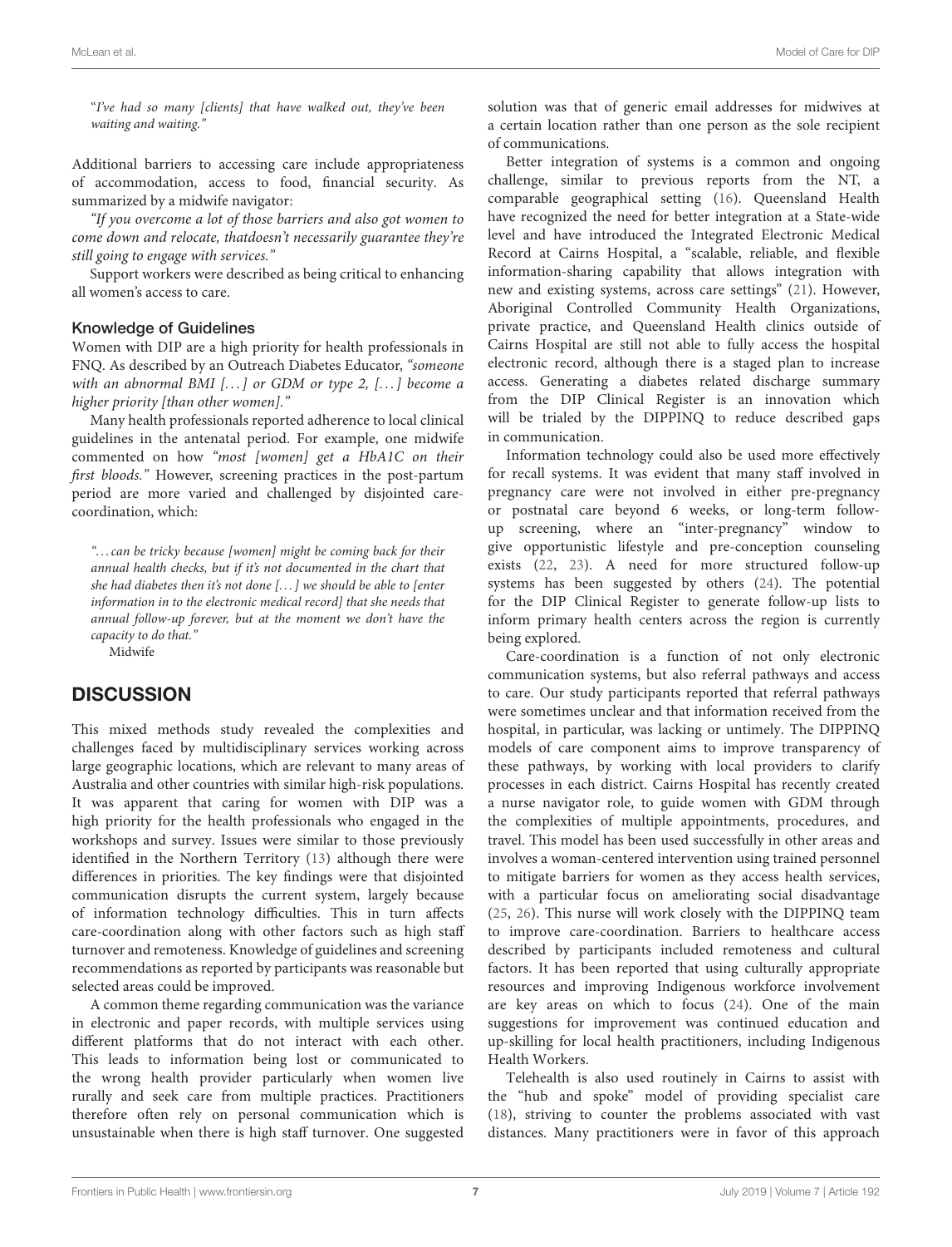"*I've had so many [clients] that have walked out, they've been waiting and waiting.*"

Additional barriers to accessing care include appropriateness of accommodation, access to food, financial security. As summarized by a midwife navigator:

*"If you overcome a lot of those barriers and also got women to come down and relocate, thatdoesn't necessarily guarantee they're still going to engage with services."*

Support workers were described as being critical to enhancing all women's access to care.

### Knowledge of Guidelines

Women with DIP are a high priority for health professionals in FNQ. As described by an Outreach Diabetes Educator, *"someone with an abnormal BMI [. . . ] or GDM or type 2, [. . . ] become a higher priority [than other women]."*

Many health professionals reported adherence to local clinical guidelines in the antenatal period. For example, one midwife commented on how *"most [women] get a HbA1C on their first bloods."* However, screening practices in the post-partum period are more varied and challenged by disjointed care-coordination, which:

> *"...can be tricky because [women] might be coming back for their annual health checks, but if it's not documented in the chart that she had diabetes then it's not done [. . . ] we should be able to [enter information in to the electronic medical record] that she needs that annual follow-up forever, but at the moment we don't have the capacity to do that."*
>
> Midwife

## DISCUSSION

This mixed methods study revealed the complexities and challenges faced by multidisciplinary services working across large geographic locations, which are relevant to many areas of Australia and other countries with similar high-risk populations. It was apparent that caring for women with DIP was a high priority for the health professionals who engaged in the workshops and survey. Issues were similar to those previously identified in the Northern Territory (13) although there were differences in priorities. The key findings were that disjointed communication disrupts the current system, largely because of information technology difficulties. This in turn affects care-coordination along with other factors such as high staff turnover and remoteness. Knowledge of guidelines and screening recommendations as reported by participants was reasonable but selected areas could be improved.

A common theme regarding communication was the variance in electronic and paper records, with multiple services using different platforms that do not interact with each other. This leads to information being lost or communicated to the wrong health provider particularly when women live rurally and seek care from multiple practices. Practitioners therefore often rely on personal communication which is unsustainable when there is high staff turnover. One suggested solution was that of generic email addresses for midwives at a certain location rather than one person as the sole recipient of communications.

Better integration of systems is a common and ongoing challenge, similar to previous reports from the NT, a comparable geographical setting (16). Queensland Health have recognized the need for better integration at a State-wide level and have introduced the Integrated Electronic Medical Record at Cairns Hospital, a "scalable, reliable, and flexible information-sharing capability that allows integration with new and existing systems, across care settings" (21). However, Aboriginal Controlled Community Health Organizations, private practice, and Queensland Health clinics outside of Cairns Hospital are still not able to fully access the hospital electronic record, although there is a staged plan to increase access. Generating a diabetes related discharge summary from the DIP Clinical Register is an innovation which will be trialed by the DIPPINQ to reduce described gaps in communication.

Information technology could also be used more effectively for recall systems. It was evident that many staff involved in pregnancy care were not involved in either pre-pregnancy or postnatal care beyond 6 weeks, or long-term follow-up screening, where an "inter-pregnancy" window to give opportunistic lifestyle and pre-conception counseling exists (22, 23). A need for more structured follow-up systems has been suggested by others (24). The potential for the DIP Clinical Register to generate follow-up lists to inform primary health centers across the region is currently being explored.

Care-coordination is a function of not only electronic communication systems, but also referral pathways and access to care. Our study participants reported that referral pathways were sometimes unclear and that information received from the hospital, in particular, was lacking or untimely. The DIPPINQ models of care component aims to improve transparency of these pathways, by working with local providers to clarify processes in each district. Cairns Hospital has recently created a nurse navigator role, to guide women with GDM through the complexities of multiple appointments, procedures, and travel. This model has been used successfully in other areas and involves a woman-centered intervention using trained personnel to mitigate barriers for women as they access health services, with a particular focus on ameliorating social disadvantage (25, 26). This nurse will work closely with the DIPPINQ team to improve care-coordination. Barriers to healthcare access described by participants included remoteness and cultural factors. It has been reported that using culturally appropriate resources and improving Indigenous workforce involvement are key areas on which to focus (24). One of the main suggestions for improvement was continued education and up-skilling for local health practitioners, including Indigenous Health Workers.

Telehealth is also used routinely in Cairns to assist with the "hub and spoke" model of providing specialist care (18), striving to counter the problems associated with vast distances. Many practitioners were in favor of this approach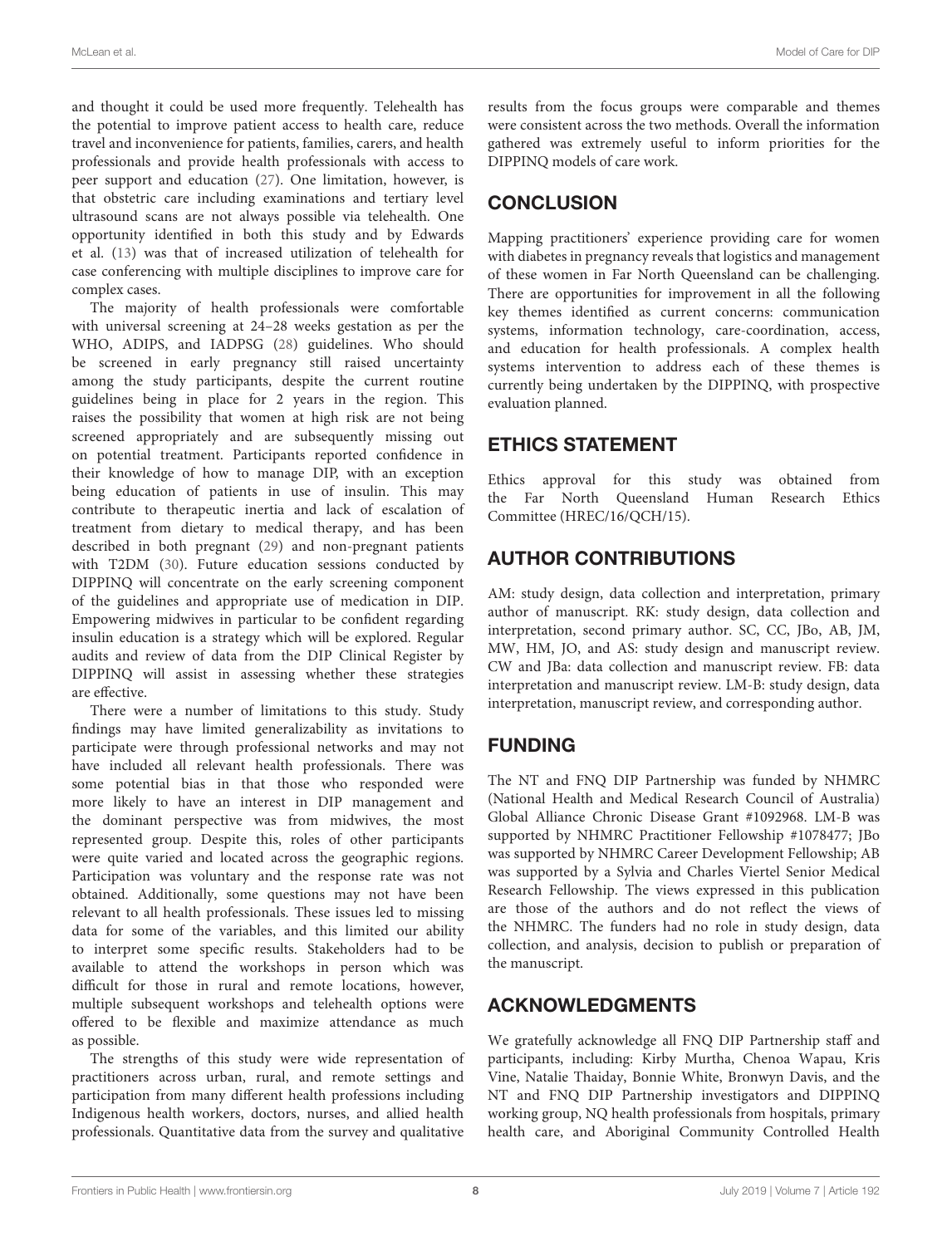and thought it could be used more frequently. Telehealth has the potential to improve patient access to health care, reduce travel and inconvenience for patients, families, carers, and health professionals and provide health professionals with access to peer support and education (27). One limitation, however, is that obstetric care including examinations and tertiary level ultrasound scans are not always possible via telehealth. One opportunity identified in both this study and by Edwards et al. (13) was that of increased utilization of telehealth for case conferencing with multiple disciplines to improve care for complex cases.

The majority of health professionals were comfortable with universal screening at 24–28 weeks gestation as per the WHO, ADIPS, and IADPSG (28) guidelines. Who should be screened in early pregnancy still raised uncertainty among the study participants, despite the current routine guidelines being in place for 2 years in the region. This raises the possibility that women at high risk are not being screened appropriately and are subsequently missing out on potential treatment. Participants reported confidence in their knowledge of how to manage DIP, with an exception being education of patients in use of insulin. This may contribute to therapeutic inertia and lack of escalation of treatment from dietary to medical therapy, and has been described in both pregnant (29) and non-pregnant patients with T2DM (30). Future education sessions conducted by DIPPINQ will concentrate on the early screening component of the guidelines and appropriate use of medication in DIP. Empowering midwives in particular to be confident regarding insulin education is a strategy which will be explored. Regular audits and review of data from the DIP Clinical Register by DIPPINQ will assist in assessing whether these strategies are effective.

There were a number of limitations to this study. Study findings may have limited generalizability as invitations to participate were through professional networks and may not have included all relevant health professionals. There was some potential bias in that those who responded were more likely to have an interest in DIP management and the dominant perspective was from midwives, the most represented group. Despite this, roles of other participants were quite varied and located across the geographic regions. Participation was voluntary and the response rate was not obtained. Additionally, some questions may not have been relevant to all health professionals. These issues led to missing data for some of the variables, and this limited our ability to interpret some specific results. Stakeholders had to be available to attend the workshops in person which was difficult for those in rural and remote locations, however, multiple subsequent workshops and telehealth options were offered to be flexible and maximize attendance as much as possible.

The strengths of this study were wide representation of practitioners across urban, rural, and remote settings and participation from many different health professions including Indigenous health workers, doctors, nurses, and allied health professionals. Quantitative data from the survey and qualitative results from the focus groups were comparable and themes were consistent across the two methods. Overall the information gathered was extremely useful to inform priorities for the DIPPINQ models of care work.

## CONCLUSION

Mapping practitioners' experience providing care for women with diabetes in pregnancy reveals that logistics and management of these women in Far North Queensland can be challenging. There are opportunities for improvement in all the following key themes identified as current concerns: communication systems, information technology, care-coordination, access, and education for health professionals. A complex health systems intervention to address each of these themes is currently being undertaken by the DIPPINQ, with prospective evaluation planned.

## ETHICS STATEMENT

Ethics approval for this study was obtained from the Far North Queensland Human Research Ethics Committee (HREC/16/QCH/15).

## AUTHOR CONTRIBUTIONS

AM: study design, data collection and interpretation, primary author of manuscript. RK: study design, data collection and interpretation, second primary author. SC, CC, JBo, AB, JM, MW, HM, JO, and AS: study design and manuscript review. CW and JBa: data collection and manuscript review. FB: data interpretation and manuscript review. LM-B: study design, data interpretation, manuscript review, and corresponding author.

## FUNDING

The NT and FNQ DIP Partnership was funded by NHMRC (National Health and Medical Research Council of Australia) Global Alliance Chronic Disease Grant #1092968. LM-B was supported by NHMRC Practitioner Fellowship #1078477; JBo was supported by NHMRC Career Development Fellowship; AB was supported by a Sylvia and Charles Viertel Senior Medical Research Fellowship. The views expressed in this publication are those of the authors and do not reflect the views of the NHMRC. The funders had no role in study design, data collection, and analysis, decision to publish or preparation of the manuscript.

## ACKNOWLEDGMENTS

We gratefully acknowledge all FNQ DIP Partnership staff and participants, including: Kirby Murtha, Chenoa Wapau, Kris Vine, Natalie Thaiday, Bonnie White, Bronwyn Davis, and the NT and FNQ DIP Partnership investigators and DIPPINQ working group, NQ health professionals from hospitals, primary health care, and Aboriginal Community Controlled Health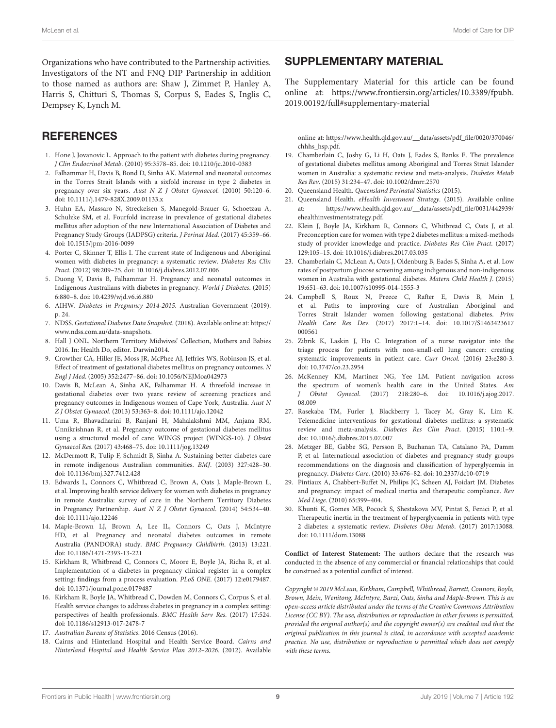Organizations who have contributed to the Partnership activities. Investigators of the NT and FNQ DIP Partnership in addition to those named as authors are: Shaw J, Zimmet P, Hanley A, Harris S, Chitturi S, Thomas S, Corpus S, Eades S, Inglis C, Dempsey K, Lynch M.

## REFERENCES

1. Hone J, Jovanovic L. Approach to the patient with diabetes during pregnancy. *J Clin Endocrinol Metab*. (2010) 95:3578–85. doi: 10.1210/jc.2010-0383
2. Falhammar H, Davis B, Bond D, Sinha AK. Maternal and neonatal outcomes in the Torres Strait Islands with a sixfold increase in type 2 diabetes in pregnancy over six years. *Aust N Z J Obstet Gynaecol*. (2010) 50:120–6. doi: 10.1111/j.1479-828X.2009.01133.x
3. Huhn EA, Massaro N, Streckeisen S, Manegold-Brauer G, Schoetzau A, Schulzke SM, et al. Fourfold increase in prevalence of gestational diabetes mellitus after adoption of the new International Association of Diabetes and Pregnancy Study Groups (IADPSG) criteria. *J Perinat Med*. (2017) 45:359–66. doi: 10.1515/jpm-2016-0099
4. Porter C, Skinner T, Ellis I. The current state of Indigenous and Aboriginal women with diabetes in pregnancy: a systematic review. *Diabetes Res Clin Pract*. (2012) 98:209–25. doi: 10.1016/j.diabres.2012.07.006
5. Duong V, Davis B, Falhammar H. Pregnancy and neonatal outcomes in Indigenous Australians with diabetes in pregnancy. *World J Diabetes*. (2015) 6:880–8. doi: 10.4239/wjd.v6.i6.880
6. AIHW. *Diabetes in Pregnancy 2014-2015*. Australian Government (2019). p. 24.
7. NDSS. *Gestational Diabetes Data Snapshot*. (2018). Available online at: https://www.ndss.com.au/data-snapshots.
8. Hall J ONL. Northern Territory Midwives' Collection, Mothers and Babies 2016. In: Health Do, editor. Darwin2014.
9. Crowther CA, Hiller JE, Moss JR, McPhee AJ, Jeffries WS, Robinson JS, et al. Effect of treatment of gestational diabetes mellitus on pregnancy outcomes. *N Engl J Med*. (2005) 352:2477–86. doi: 10.1056/NEJMoa042973
10. Davis B, McLean A, Sinha AK, Falhammar H. A threefold increase in gestational diabetes over two years: review of screening practices and pregnancy outcomes in Indigenous women of Cape York, Australia. *Aust N Z J Obstet Gynaecol*. (2013) 53:363–8. doi: 10.1111/ajo.12042
11. Uma R, Bhavadharini B, Ranjani H, Mahalakshmi MM, Anjana RM, Unnikrishnan R, et al. Pregnancy outcome of gestational diabetes mellitus using a structured model of care: WINGS project (WINGS-10). *J Obstet Gynaecol Res*. (2017) 43:468–75. doi: 10.1111/jog.13249
12. McDermott R, Tulip F, Schmidt B, Sinha A. Sustaining better diabetes care in remote indigenous Australian communities. *BMJ*. (2003) 327:428–30. doi: 10.1136/bmj.327.7412.428
13. Edwards L, Connors C, Whitbread C, Brown A, Oats J, Maple-Brown L, et al. Improving health service delivery for women with diabetes in pregnancy in remote Australia: survey of care in the Northern Territory Diabetes in Pregnancy Partnership. *Aust N Z J Obstet Gynaecol*. (2014) 54:534–40. doi: 10.1111/ajo.12246
14. Maple-Brown LJ, Brown A, Lee IL, Connors C, Oats J, McIntyre HD, et al. Pregnancy and neonatal diabetes outcomes in remote Australia (PANDORA) study. *BMC Pregnancy Childbirth*. (2013) 13:221. doi: 10.1186/1471-2393-13-221
15. Kirkham R, Whitbread C, Connors C, Moore E, Boyle JA, Richa R, et al. Implementation of a diabetes in pregnancy clinical register in a complex setting: findings from a process evaluation. *PLoS ONE*. (2017) 12:e0179487. doi: 10.1371/journal.pone.0179487
16. Kirkham R, Boyle JA, Whitbread C, Dowden M, Connors C, Corpus S, et al. Health service changes to address diabetes in pregnancy in a complex setting: perspectives of health professionals. *BMC Health Serv Res*. (2017) 17:524. doi: 10.1186/s12913-017-2478-7
17. *Australian Bureau of Statistics*. 2016 Census (2016).
18. Cairns and Hinterland Hospital and Health Service Board. *Cairns and Hinterland Hospital and Health Service Plan 2012–2026*. (2012). Available online at: https://www.health.qld.gov.au/__data/assets/pdf_file/0020/370046/chhhs_hsp.pdf.
19. Chamberlain C, Joshy G, Li H, Oats J, Eades S, Banks E. The prevalence of gestational diabetes mellitus among Aboriginal and Torres Strait Islander women in Australia: a systematic review and meta-analysis. *Diabetes Metab Res Rev*. (2015) 31:234–47. doi: 10.1002/dmrr.2570
20. Queensland Health. *Queensland Perinatal Statistics* (2015).
21. Queensland Health. *eHealth Investment Strategy*. (2015). Available online at: https://www.health.qld.gov.au/__data/assets/pdf_file/0031/442939/ehealthinvestmentstrategy.pdf.
22. Klein J, Boyle JA, Kirkham R, Connors C, Whitbread C, Oats J, et al. Preconception care for women with type 2 diabetes mellitus: a mixed-methods study of provider knowledge and practice. *Diabetes Res Clin Pract*. (2017) 129:105–15. doi: 10.1016/j.diabres.2017.03.035
23. Chamberlain C, McLean A, Oats J, Oldenburg B, Eades S, Sinha A, et al. Low rates of postpartum glucose screening among indigenous and non-indigenous women in Australia with gestational diabetes. *Matern Child Health J*. (2015) 19:651–63. doi: 10.1007/s10995-014-1555-3
24. Campbell S, Roux N, Preece C, Rafter E, Davis B, Mein J, et al. Paths to improving care of Australian Aboriginal and Torres Strait Islander women following gestational diabetes. *Prim Health Care Res Dev*. (2017) 2017:1–14. doi: 10.1017/S1463423617000561
25. Zibrik K, Laskin J, Ho C. Integration of a nurse navigator into the triage process for patients with non-small-cell lung cancer: creating systematic improvements in patient care. *Curr Oncol*. (2016) 23:e280-3. doi: 10.3747/co.23.2954
26. McKenney KM, Martinez NG, Yee LM. Patient navigation across the spectrum of women's health care in the United States. *Am J Obstet Gynecol*. (2017) 218:280–6. doi: 10.1016/j.ajog.2017.08.009
27. Rasekaba TM, Furler J, Blackberry I, Tacey M, Gray K, Lim K. Telemedicine interventions for gestational diabetes mellitus: a systematic review and meta-analysis. *Diabetes Res Clin Pract*. (2015) 110:1–9. doi: 10.1016/j.diabres.2015.07.007
28. Metzger BE, Gabbe SG, Persson B, Buchanan TA, Catalano PA, Damm P, et al. International association of diabetes and pregnancy study groups recommendations on the diagnosis and classification of hyperglycemia in pregnancy. *Diabetes Care*. (2010) 33:676–82. doi: 10.2337/dc10-0719
29. Pintiaux A, Chabbert-Buffet N, Philips JC, Scheen AJ, Foidart JM. Diabetes and pregnancy: impact of medical inertia and therapeutic compliance. *Rev Med Liege*. (2010) 65:399–404.
30. Khunti K, Gomes MB, Pocock S, Shestakova MV, Pintat S, Fenici P, et al. Therapeutic inertia in the treatment of hyperglycaemia in patients with type 2 diabetes: a systematic review. *Diabetes Obes Metab*. (2017) 2017:13088. doi: 10.1111/dom.13088

## SUPPLEMENTARY MATERIAL

The Supplementary Material for this article can be found online at: https://www.frontiersin.org/articles/10.3389/fpubh.2019.00192/full#supplementary-material

**Conflict of Interest Statement:** The authors declare that the research was conducted in the absence of any commercial or financial relationships that could be construed as a potential conflict of interest.

*Copyright © 2019 McLean, Kirkham, Campbell, Whitbread, Barrett, Connors, Boyle, Brown, Mein, Wenitong, McIntyre, Barzi, Oats, Sinha and Maple-Brown. This is an open-access article distributed under the terms of the Creative Commons Attribution License (CC BY). The use, distribution or reproduction in other forums is permitted, provided the original author(s) and the copyright owner(s) are credited and that the original publication in this journal is cited, in accordance with accepted academic practice. No use, distribution or reproduction is permitted which does not comply with these terms.*